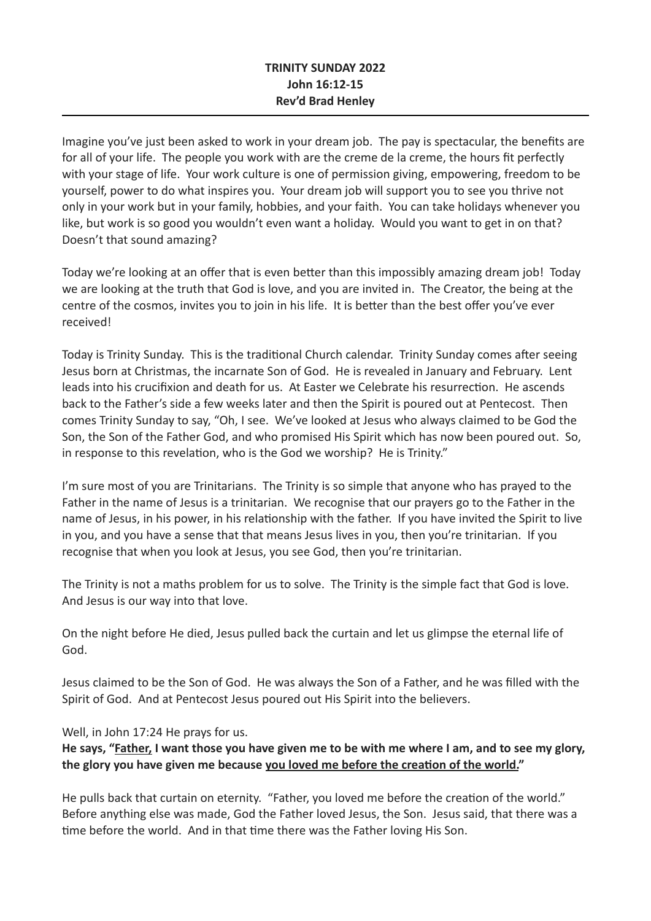**TRINITY SUNDAY 2022**
**John 16:12-15**
**Rev'd Brad Henley**

---

Imagine you've just been asked to work in your dream job. The pay is spectacular, the benefits are for all of your life. The people you work with are the creme de la creme, the hours fit perfectly with your stage of life. Your work culture is one of permission giving, empowering, freedom to be yourself, power to do what inspires you. Your dream job will support you to see you thrive not only in your work but in your family, hobbies, and your faith. You can take holidays whenever you like, but work is so good you wouldn't even want a holiday. Would you want to get in on that? Doesn't that sound amazing?

Today we're looking at an offer that is even better than this impossibly amazing dream job! Today we are looking at the truth that God is love, and you are invited in. The Creator, the being at the centre of the cosmos, invites you to join in his life. It is better than the best offer you've ever received!

Today is Trinity Sunday. This is the traditional Church calendar. Trinity Sunday comes after seeing Jesus born at Christmas, the incarnate Son of God. He is revealed in January and February. Lent leads into his crucifixion and death for us. At Easter we Celebrate his resurrection. He ascends back to the Father's side a few weeks later and then the Spirit is poured out at Pentecost. Then comes Trinity Sunday to say, "Oh, I see. We've looked at Jesus who always claimed to be God the Son, the Son of the Father God, and who promised His Spirit which has now been poured out. So, in response to this revelation, who is the God we worship? He is Trinity."

I'm sure most of you are Trinitarians. The Trinity is so simple that anyone who has prayed to the Father in the name of Jesus is a trinitarian. We recognise that our prayers go to the Father in the name of Jesus, in his power, in his relationship with the father. If you have invited the Spirit to live in you, and you have a sense that that means Jesus lives in you, then you're trinitarian. If you recognise that when you look at Jesus, you see God, then you're trinitarian.

The Trinity is not a maths problem for us to solve. The Trinity is the simple fact that God is love. And Jesus is our way into that love.

On the night before He died, Jesus pulled back the curtain and let us glimpse the eternal life of God.

Jesus claimed to be the Son of God. He was always the Son of a Father, and he was filled with the Spirit of God. And at Pentecost Jesus poured out His Spirit into the believers.

Well, in John 17:24 He prays for us.

**He says, "<u>Father,</u> I want those you have given me to be with me where I am, and to see my glory, the glory you have given me because <u>you loved me before the creation of the world.</u>"**

He pulls back that curtain on eternity. "Father, you loved me before the creation of the world." Before anything else was made, God the Father loved Jesus, the Son. Jesus said, that there was a time before the world. And in that time there was the Father loving His Son.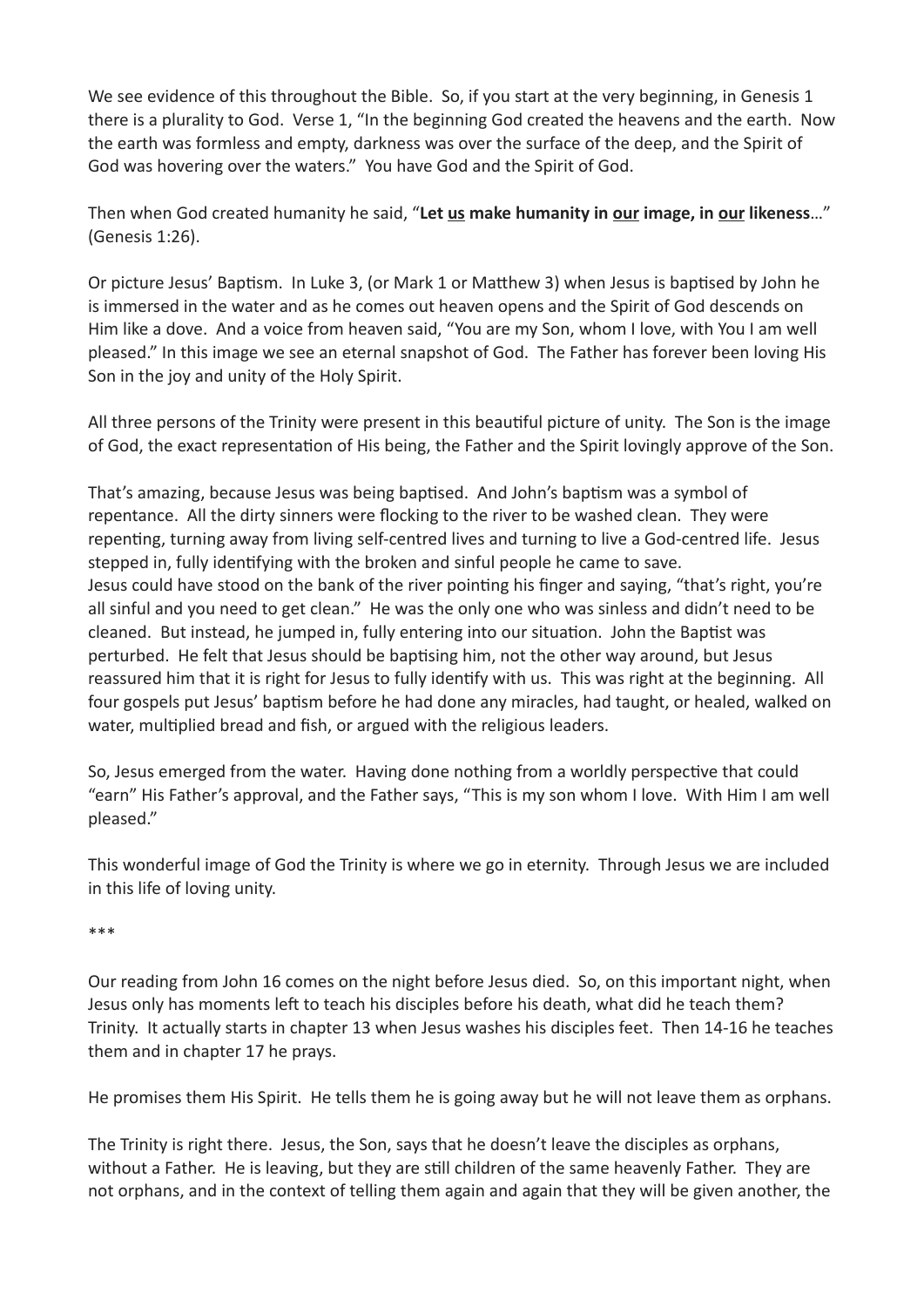We see evidence of this throughout the Bible. So, if you start at the very beginning, in Genesis 1 there is a plurality to God. Verse 1, "In the beginning God created the heavens and the earth. Now the earth was formless and empty, darkness was over the surface of the deep, and the Spirit of God was hovering over the waters." You have God and the Spirit of God.

Then when God created humanity he said, "**Let <u>us</u> make humanity in <u>our</u> image, in <u>our</u> likeness**…" (Genesis 1:26).

Or picture Jesus' Baptism. In Luke 3, (or Mark 1 or Matthew 3) when Jesus is baptised by John he is immersed in the water and as he comes out heaven opens and the Spirit of God descends on Him like a dove. And a voice from heaven said, "You are my Son, whom I love, with You I am well pleased." In this image we see an eternal snapshot of God. The Father has forever been loving His Son in the joy and unity of the Holy Spirit.

All three persons of the Trinity were present in this beautiful picture of unity. The Son is the image of God, the exact representation of His being, the Father and the Spirit lovingly approve of the Son.

That's amazing, because Jesus was being baptised. And John's baptism was a symbol of repentance. All the dirty sinners were flocking to the river to be washed clean. They were repenting, turning away from living self-centred lives and turning to live a God-centred life. Jesus stepped in, fully identifying with the broken and sinful people he came to save.
Jesus could have stood on the bank of the river pointing his finger and saying, "that's right, you're all sinful and you need to get clean." He was the only one who was sinless and didn't need to be cleaned. But instead, he jumped in, fully entering into our situation. John the Baptist was perturbed. He felt that Jesus should be baptising him, not the other way around, but Jesus reassured him that it is right for Jesus to fully identify with us. This was right at the beginning. All four gospels put Jesus' baptism before he had done any miracles, had taught, or healed, walked on water, multiplied bread and fish, or argued with the religious leaders.

So, Jesus emerged from the water. Having done nothing from a worldly perspective that could "earn" His Father's approval, and the Father says, "This is my son whom I love. With Him I am well pleased."

This wonderful image of God the Trinity is where we go in eternity. Through Jesus we are included in this life of loving unity.

***

Our reading from John 16 comes on the night before Jesus died. So, on this important night, when Jesus only has moments left to teach his disciples before his death, what did he teach them? Trinity. It actually starts in chapter 13 when Jesus washes his disciples feet. Then 14-16 he teaches them and in chapter 17 he prays.

He promises them His Spirit. He tells them he is going away but he will not leave them as orphans.

The Trinity is right there. Jesus, the Son, says that he doesn't leave the disciples as orphans, without a Father. He is leaving, but they are still children of the same heavenly Father. They are not orphans, and in the context of telling them again and again that they will be given another, the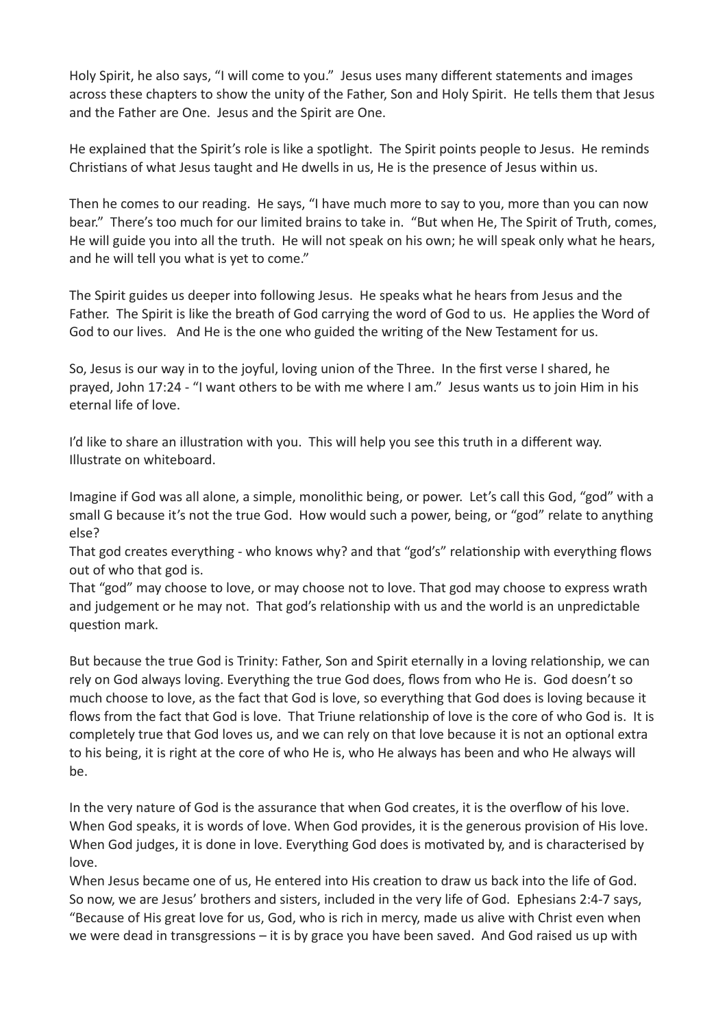Holy Spirit, he also says, "I will come to you." Jesus uses many different statements and images across these chapters to show the unity of the Father, Son and Holy Spirit. He tells them that Jesus and the Father are One. Jesus and the Spirit are One.

He explained that the Spirit's role is like a spotlight. The Spirit points people to Jesus. He reminds Christians of what Jesus taught and He dwells in us, He is the presence of Jesus within us.

Then he comes to our reading. He says, "I have much more to say to you, more than you can now bear." There's too much for our limited brains to take in. "But when He, The Spirit of Truth, comes, He will guide you into all the truth. He will not speak on his own; he will speak only what he hears, and he will tell you what is yet to come."

The Spirit guides us deeper into following Jesus. He speaks what he hears from Jesus and the Father. The Spirit is like the breath of God carrying the word of God to us. He applies the Word of God to our lives. And He is the one who guided the writing of the New Testament for us.

So, Jesus is our way in to the joyful, loving union of the Three. In the first verse I shared, he prayed, John 17:24 - "I want others to be with me where I am." Jesus wants us to join Him in his eternal life of love.

I'd like to share an illustration with you. This will help you see this truth in a different way. Illustrate on whiteboard.

Imagine if God was all alone, a simple, monolithic being, or power. Let's call this God, "god" with a small G because it's not the true God. How would such a power, being, or "god" relate to anything else?
That god creates everything - who knows why? and that "god's" relationship with everything flows out of who that god is.
That "god" may choose to love, or may choose not to love. That god may choose to express wrath and judgement or he may not. That god's relationship with us and the world is an unpredictable question mark.

But because the true God is Trinity: Father, Son and Spirit eternally in a loving relationship, we can rely on God always loving. Everything the true God does, flows from who He is. God doesn't so much choose to love, as the fact that God is love, so everything that God does is loving because it flows from the fact that God is love. That Triune relationship of love is the core of who God is. It is completely true that God loves us, and we can rely on that love because it is not an optional extra to his being, it is right at the core of who He is, who He always has been and who He always will be.

In the very nature of God is the assurance that when God creates, it is the overflow of his love. When God speaks, it is words of love. When God provides, it is the generous provision of His love. When God judges, it is done in love. Everything God does is motivated by, and is characterised by love.
When Jesus became one of us, He entered into His creation to draw us back into the life of God. So now, we are Jesus' brothers and sisters, included in the very life of God. Ephesians 2:4-7 says, "Because of His great love for us, God, who is rich in mercy, made us alive with Christ even when we were dead in transgressions – it is by grace you have been saved. And God raised us up with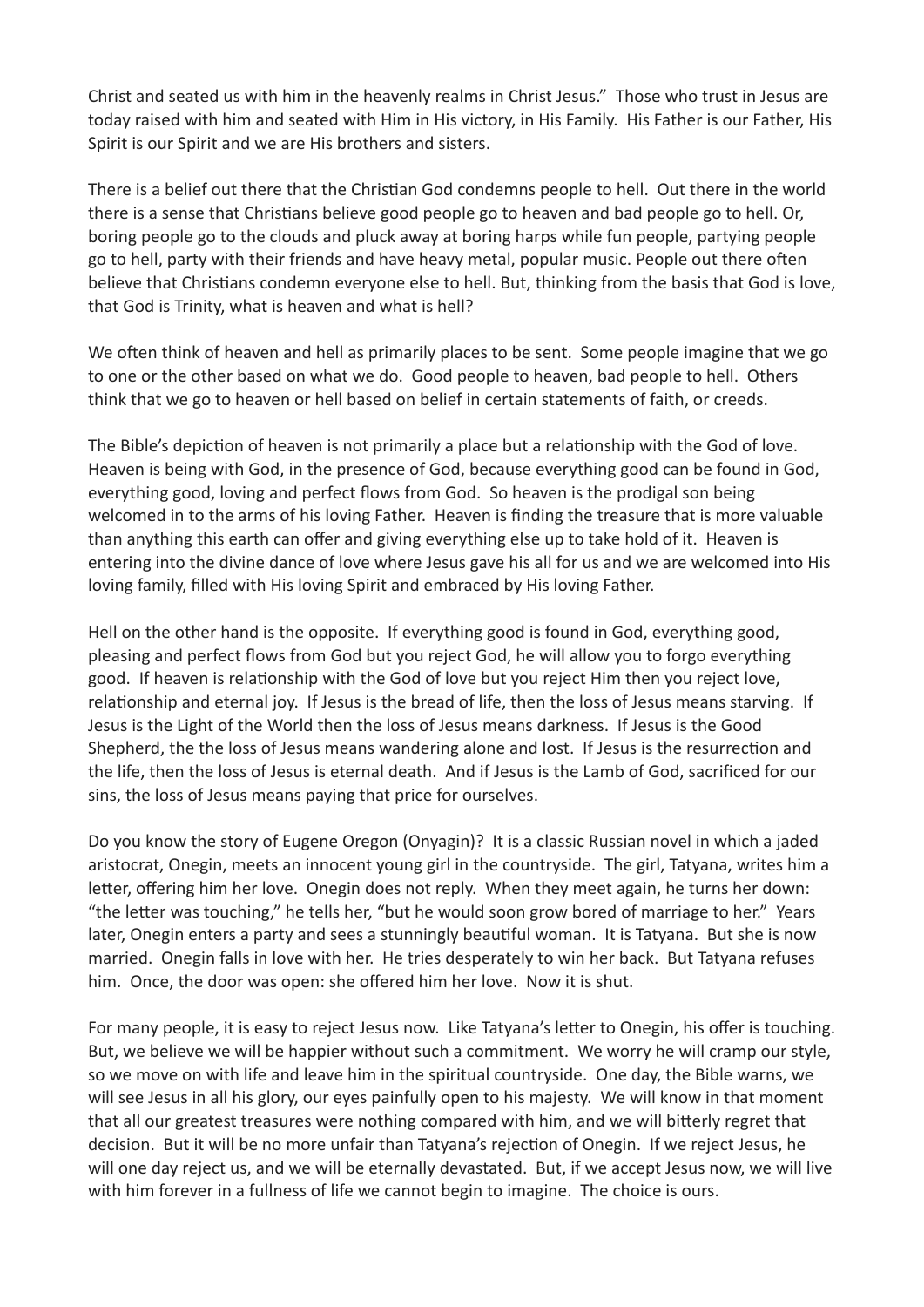Christ and seated us with him in the heavenly realms in Christ Jesus." Those who trust in Jesus are today raised with him and seated with Him in His victory, in His Family. His Father is our Father, His Spirit is our Spirit and we are His brothers and sisters.

There is a belief out there that the Christian God condemns people to hell. Out there in the world there is a sense that Christians believe good people go to heaven and bad people go to hell. Or, boring people go to the clouds and pluck away at boring harps while fun people, partying people go to hell, party with their friends and have heavy metal, popular music. People out there often believe that Christians condemn everyone else to hell. But, thinking from the basis that God is love, that God is Trinity, what is heaven and what is hell?

We often think of heaven and hell as primarily places to be sent. Some people imagine that we go to one or the other based on what we do. Good people to heaven, bad people to hell. Others think that we go to heaven or hell based on belief in certain statements of faith, or creeds.

The Bible's depiction of heaven is not primarily a place but a relationship with the God of love. Heaven is being with God, in the presence of God, because everything good can be found in God, everything good, loving and perfect flows from God. So heaven is the prodigal son being welcomed in to the arms of his loving Father. Heaven is finding the treasure that is more valuable than anything this earth can offer and giving everything else up to take hold of it. Heaven is entering into the divine dance of love where Jesus gave his all for us and we are welcomed into His loving family, filled with His loving Spirit and embraced by His loving Father.

Hell on the other hand is the opposite. If everything good is found in God, everything good, pleasing and perfect flows from God but you reject God, he will allow you to forgo everything good. If heaven is relationship with the God of love but you reject Him then you reject love, relationship and eternal joy. If Jesus is the bread of life, then the loss of Jesus means starving. If Jesus is the Light of the World then the loss of Jesus means darkness. If Jesus is the Good Shepherd, the the loss of Jesus means wandering alone and lost. If Jesus is the resurrection and the life, then the loss of Jesus is eternal death. And if Jesus is the Lamb of God, sacrificed for our sins, the loss of Jesus means paying that price for ourselves.

Do you know the story of Eugene Oregon (Onyagin)? It is a classic Russian novel in which a jaded aristocrat, Onegin, meets an innocent young girl in the countryside. The girl, Tatyana, writes him a letter, offering him her love. Onegin does not reply. When they meet again, he turns her down: "the letter was touching," he tells her, "but he would soon grow bored of marriage to her." Years later, Onegin enters a party and sees a stunningly beautiful woman. It is Tatyana. But she is now married. Onegin falls in love with her. He tries desperately to win her back. But Tatyana refuses him. Once, the door was open: she offered him her love. Now it is shut.

For many people, it is easy to reject Jesus now. Like Tatyana's letter to Onegin, his offer is touching. But, we believe we will be happier without such a commitment. We worry he will cramp our style, so we move on with life and leave him in the spiritual countryside. One day, the Bible warns, we will see Jesus in all his glory, our eyes painfully open to his majesty. We will know in that moment that all our greatest treasures were nothing compared with him, and we will bitterly regret that decision. But it will be no more unfair than Tatyana's rejection of Onegin. If we reject Jesus, he will one day reject us, and we will be eternally devastated. But, if we accept Jesus now, we will live with him forever in a fullness of life we cannot begin to imagine. The choice is ours.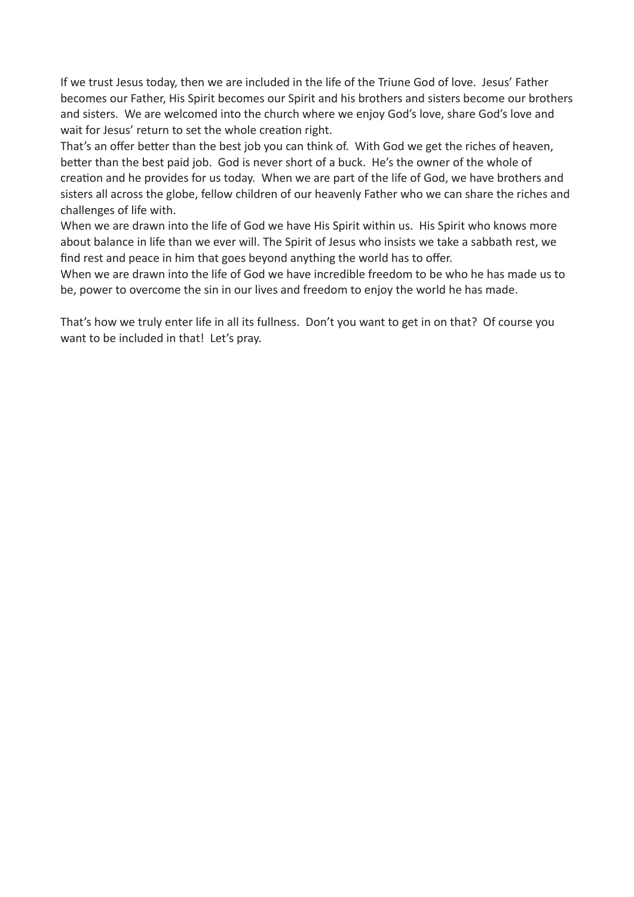If we trust Jesus today, then we are included in the life of the Triune God of love. Jesus' Father becomes our Father, His Spirit becomes our Spirit and his brothers and sisters become our brothers and sisters. We are welcomed into the church where we enjoy God's love, share God's love and wait for Jesus' return to set the whole creation right.

That's an offer better than the best job you can think of. With God we get the riches of heaven, better than the best paid job. God is never short of a buck. He's the owner of the whole of creation and he provides for us today. When we are part of the life of God, we have brothers and sisters all across the globe, fellow children of our heavenly Father who we can share the riches and challenges of life with.

When we are drawn into the life of God we have His Spirit within us. His Spirit who knows more about balance in life than we ever will. The Spirit of Jesus who insists we take a sabbath rest, we find rest and peace in him that goes beyond anything the world has to offer.

When we are drawn into the life of God we have incredible freedom to be who he has made us to be, power to overcome the sin in our lives and freedom to enjoy the world he has made.

That's how we truly enter life in all its fullness. Don't you want to get in on that? Of course you want to be included in that! Let's pray.